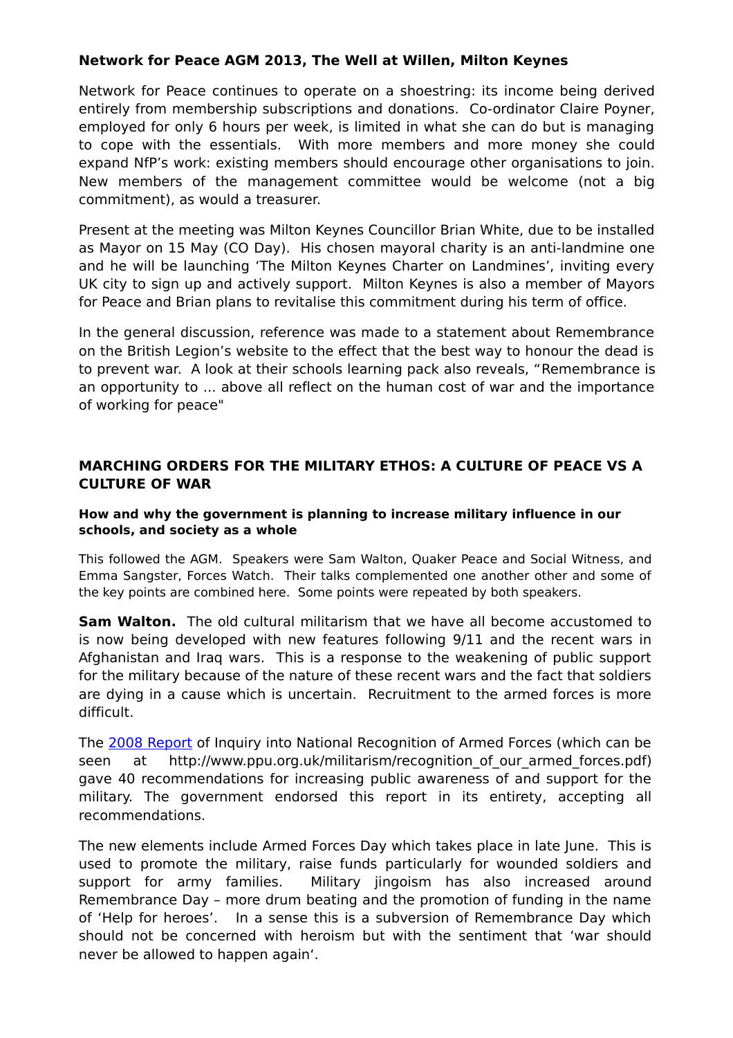**Network for Peace AGM 2013, The Well at Willen, Milton Keynes**

Network for Peace continues to operate on a shoestring: its income being derived entirely from membership subscriptions and donations. Co-ordinator Claire Poyner, employed for only 6 hours per week, is limited in what she can do but is managing to cope with the essentials. With more members and more money she could expand NfP's work: existing members should encourage other organisations to join. New members of the management committee would be welcome (not a big commitment), as would a treasurer.

Present at the meeting was Milton Keynes Councillor Brian White, due to be installed as Mayor on 15 May (CO Day). His chosen mayoral charity is an anti-landmine one and he will be launching 'The Milton Keynes Charter on Landmines', inviting every UK city to sign up and actively support. Milton Keynes is also a member of Mayors for Peace and Brian plans to revitalise this commitment during his term of office.

In the general discussion, reference was made to a statement about Remembrance on the British Legion's website to the effect that the best way to honour the dead is to prevent war. A look at their schools learning pack also reveals, "Remembrance is an opportunity to ... above all reflect on the human cost of war and the importance of working for peace"

**MARCHING ORDERS FOR THE MILITARY ETHOS: A CULTURE OF PEACE VS A CULTURE OF WAR**

**How and why the government is planning to increase military influence in our schools, and society as a whole**

This followed the AGM. Speakers were Sam Walton, Quaker Peace and Social Witness, and Emma Sangster, Forces Watch. Their talks complemented one another other and some of the key points are combined here. Some points were repeated by both speakers.

**Sam Walton.** The old cultural militarism that we have all become accustomed to is now being developed with new features following 9/11 and the recent wars in Afghanistan and Iraq wars. This is a response to the weakening of public support for the military because of the nature of these recent wars and the fact that soldiers are dying in a cause which is uncertain. Recruitment to the armed forces is more difficult.

The 2008 Report of Inquiry into National Recognition of Armed Forces (which can be seen at http://www.ppu.org.uk/militarism/recognition_of_our_armed_forces.pdf) gave 40 recommendations for increasing public awareness of and support for the military. The government endorsed this report in its entirety, accepting all recommendations.

The new elements include Armed Forces Day which takes place in late June. This is used to promote the military, raise funds particularly for wounded soldiers and support for army families. Military jingoism has also increased around Remembrance Day – more drum beating and the promotion of funding in the name of 'Help for heroes'. In a sense this is a subversion of Remembrance Day which should not be concerned with heroism but with the sentiment that 'war should never be allowed to happen again'.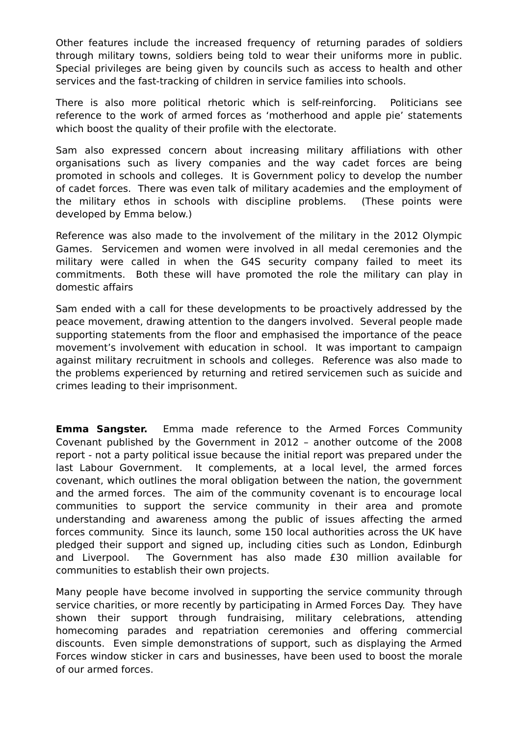Other features include the increased frequency of returning parades of soldiers through military towns, soldiers being told to wear their uniforms more in public. Special privileges are being given by councils such as access to health and other services and the fast-tracking of children in service families into schools.

There is also more political rhetoric which is self-reinforcing. Politicians see reference to the work of armed forces as 'motherhood and apple pie' statements which boost the quality of their profile with the electorate.

Sam also expressed concern about increasing military affiliations with other organisations such as livery companies and the way cadet forces are being promoted in schools and colleges. It is Government policy to develop the number of cadet forces. There was even talk of military academies and the employment of the military ethos in schools with discipline problems. (These points were developed by Emma below.)

Reference was also made to the involvement of the military in the 2012 Olympic Games. Servicemen and women were involved in all medal ceremonies and the military were called in when the G4S security company failed to meet its commitments. Both these will have promoted the role the military can play in domestic affairs

Sam ended with a call for these developments to be proactively addressed by the peace movement, drawing attention to the dangers involved. Several people made supporting statements from the floor and emphasised the importance of the peace movement's involvement with education in school. It was important to campaign against military recruitment in schools and colleges. Reference was also made to the problems experienced by returning and retired servicemen such as suicide and crimes leading to their imprisonment.

**Emma Sangster.** Emma made reference to the Armed Forces Community Covenant published by the Government in 2012 – another outcome of the 2008 report - not a party political issue because the initial report was prepared under the last Labour Government. It complements, at a local level, the armed forces covenant, which outlines the moral obligation between the nation, the government and the armed forces. The aim of the community covenant is to encourage local communities to support the service community in their area and promote understanding and awareness among the public of issues affecting the armed forces community. Since its launch, some 150 local authorities across the UK have pledged their support and signed up, including cities such as London, Edinburgh and Liverpool. The Government has also made £30 million available for communities to establish their own projects.

Many people have become involved in supporting the service community through service charities, or more recently by participating in Armed Forces Day. They have shown their support through fundraising, military celebrations, attending homecoming parades and repatriation ceremonies and offering commercial discounts. Even simple demonstrations of support, such as displaying the Armed Forces window sticker in cars and businesses, have been used to boost the morale of our armed forces.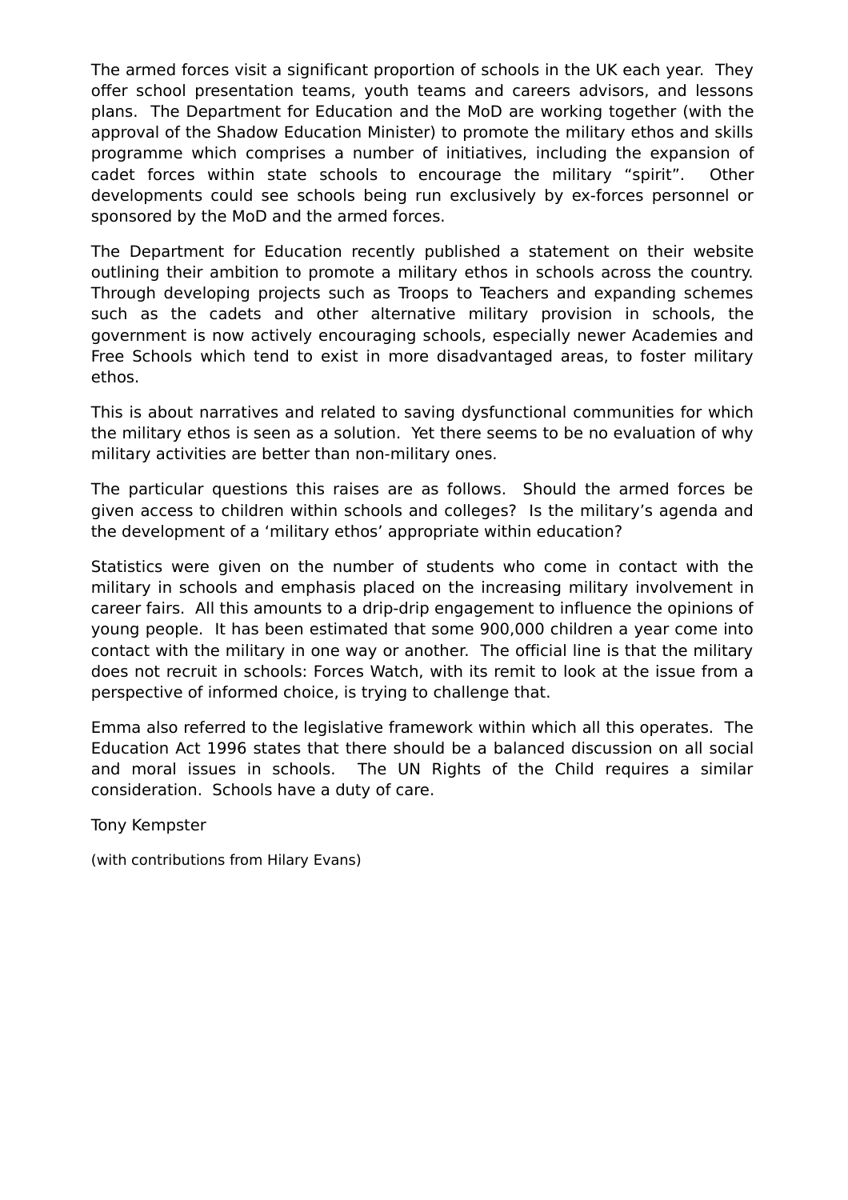The armed forces visit a significant proportion of schools in the UK each year. They offer school presentation teams, youth teams and careers advisors, and lessons plans. The Department for Education and the MoD are working together (with the approval of the Shadow Education Minister) to promote the military ethos and skills programme which comprises a number of initiatives, including the expansion of cadet forces within state schools to encourage the military “spirit”. Other developments could see schools being run exclusively by ex-forces personnel or sponsored by the MoD and the armed forces.

The Department for Education recently published a statement on their website outlining their ambition to promote a military ethos in schools across the country. Through developing projects such as Troops to Teachers and expanding schemes such as the cadets and other alternative military provision in schools, the government is now actively encouraging schools, especially newer Academies and Free Schools which tend to exist in more disadvantaged areas, to foster military ethos.

This is about narratives and related to saving dysfunctional communities for which the military ethos is seen as a solution. Yet there seems to be no evaluation of why military activities are better than non-military ones.

The particular questions this raises are as follows. Should the armed forces be given access to children within schools and colleges? Is the military’s agenda and the development of a ‘military ethos’ appropriate within education?

Statistics were given on the number of students who come in contact with the military in schools and emphasis placed on the increasing military involvement in career fairs. All this amounts to a drip-drip engagement to influence the opinions of young people. It has been estimated that some 900,000 children a year come into contact with the military in one way or another. The official line is that the military does not recruit in schools: Forces Watch, with its remit to look at the issue from a perspective of informed choice, is trying to challenge that.

Emma also referred to the legislative framework within which all this operates. The Education Act 1996 states that there should be a balanced discussion on all social and moral issues in schools. The UN Rights of the Child requires a similar consideration. Schools have a duty of care.

Tony Kempster

(with contributions from Hilary Evans)